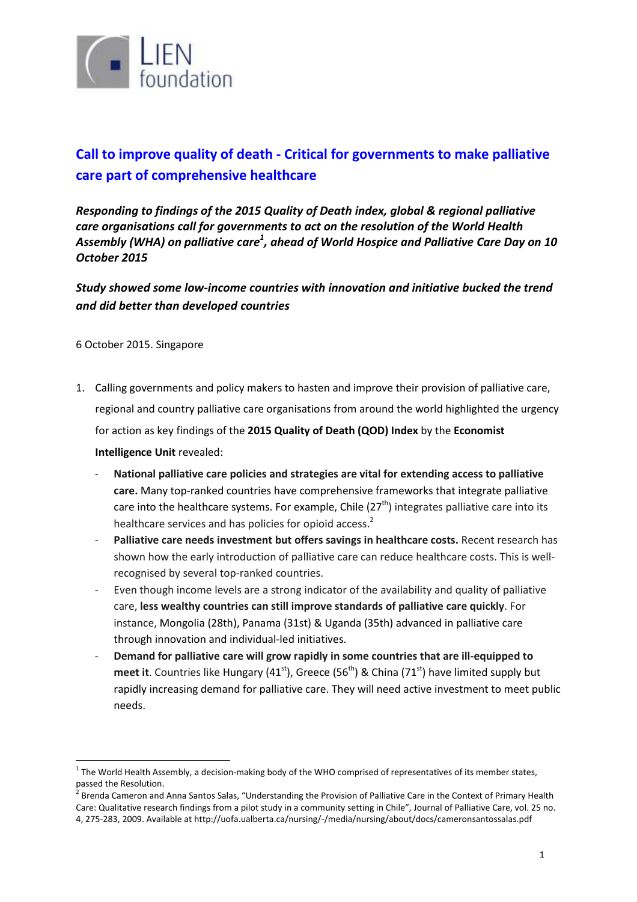LIEN foundation

# Call to improve quality of death - Critical for governments to make palliative care part of comprehensive healthcare

***Responding to findings of the 2015 Quality of Death index, global & regional palliative care organisations call for governments to act on the resolution of the World Health Assembly (WHA) on palliative care[1], ahead of World Hospice and Palliative Care Day on 10 October 2015***

***Study showed some low-income countries with innovation and initiative bucked the trend and did better than developed countries***

6 October 2015. Singapore

1. Calling governments and policy makers to hasten and improve their provision of palliative care, regional and country palliative care organisations from around the world highlighted the urgency for action as key findings of the **2015 Quality of Death (QOD) Index** by the **Economist Intelligence Unit** revealed:
   - **National palliative care policies and strategies are vital for extending access to palliative care.** Many top-ranked countries have comprehensive frameworks that integrate palliative care into the healthcare systems. For example, Chile (27th) integrates palliative care into its healthcare services and has policies for opioid access.[2]
   - **Palliative care needs investment but offers savings in healthcare costs.** Recent research has shown how the early introduction of palliative care can reduce healthcare costs. This is well-recognised by several top-ranked countries.
   - Even though income levels are a strong indicator of the availability and quality of palliative care, **less wealthy countries can still improve standards of palliative care quickly**. For instance, Mongolia (28th), Panama (31st) & Uganda (35th) advanced in palliative care through innovation and individual-led initiatives.
   - **Demand for palliative care will grow rapidly in some countries that are ill-equipped to meet it**. Countries like Hungary (41st), Greece (56th) & China (71st) have limited supply but rapidly increasing demand for palliative care. They will need active investment to meet public needs.

---

[1] The World Health Assembly, a decision-making body of the WHO comprised of representatives of its member states, passed the Resolution.

[2] Brenda Cameron and Anna Santos Salas, "Understanding the Provision of Palliative Care in the Context of Primary Health Care: Qualitative research findings from a pilot study in a community setting in Chile", Journal of Palliative Care, vol. 25 no. 4, 275-283, 2009. Available at http://uofa.ualberta.ca/nursing/-/media/nursing/about/docs/cameronsantossalas.pdf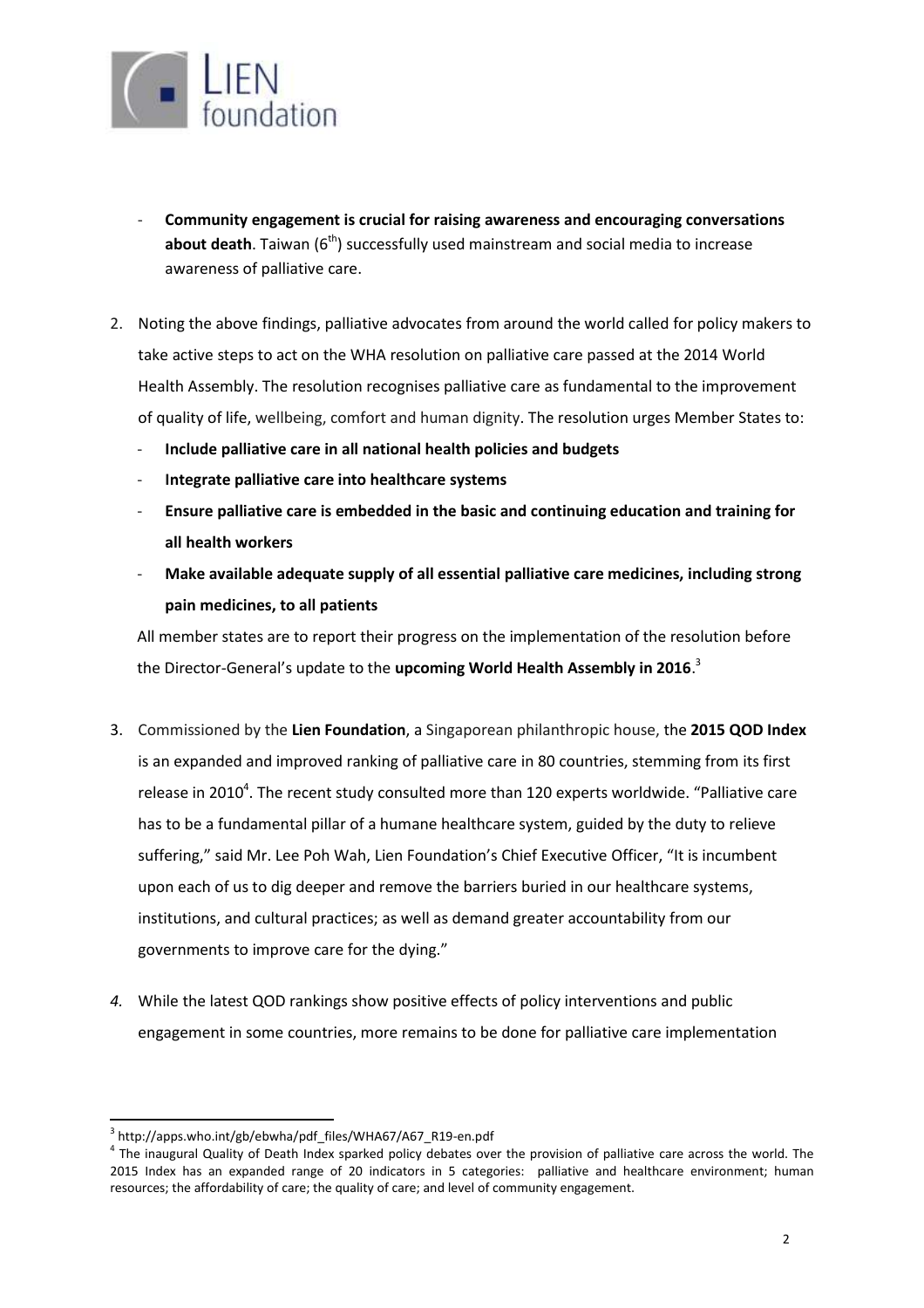- **Community engagement is crucial for raising awareness and encouraging conversations about death**. Taiwan (6th) successfully used mainstream and social media to increase awareness of palliative care.

2. Noting the above findings, palliative advocates from around the world called for policy makers to take active steps to act on the WHA resolution on palliative care passed at the 2014 World Health Assembly. The resolution recognises palliative care as fundamental to the improvement of quality of life, wellbeing, comfort and human dignity. The resolution urges Member States to:
   - **Include palliative care in all national health policies and budgets**
   - **Integrate palliative care into healthcare systems**
   - **Ensure palliative care is embedded in the basic and continuing education and training for all health workers**
   - **Make available adequate supply of all essential palliative care medicines, including strong pain medicines, to all patients**

   All member states are to report their progress on the implementation of the resolution before the Director-General's update to the **upcoming World Health Assembly in 2016**.[3]

3. Commissioned by the **Lien Foundation**, a Singaporean philanthropic house, the **2015 QOD Index** is an expanded and improved ranking of palliative care in 80 countries, stemming from its first release in 2010[4]. The recent study consulted more than 120 experts worldwide. "Palliative care has to be a fundamental pillar of a humane healthcare system, guided by the duty to relieve suffering," said Mr. Lee Poh Wah, Lien Foundation's Chief Executive Officer, "It is incumbent upon each of us to dig deeper and remove the barriers buried in our healthcare systems, institutions, and cultural practices; as well as demand greater accountability from our governments to improve care for the dying."

4. While the latest QOD rankings show positive effects of policy interventions and public engagement in some countries, more remains to be done for palliative care implementation

---

[3] http://apps.who.int/gb/ebwha/pdf_files/WHA67/A67_R19-en.pdf

[4] The inaugural Quality of Death Index sparked policy debates over the provision of palliative care across the world. The 2015 Index has an expanded range of 20 indicators in 5 categories: palliative and healthcare environment; human resources; the affordability of care; the quality of care; and level of community engagement.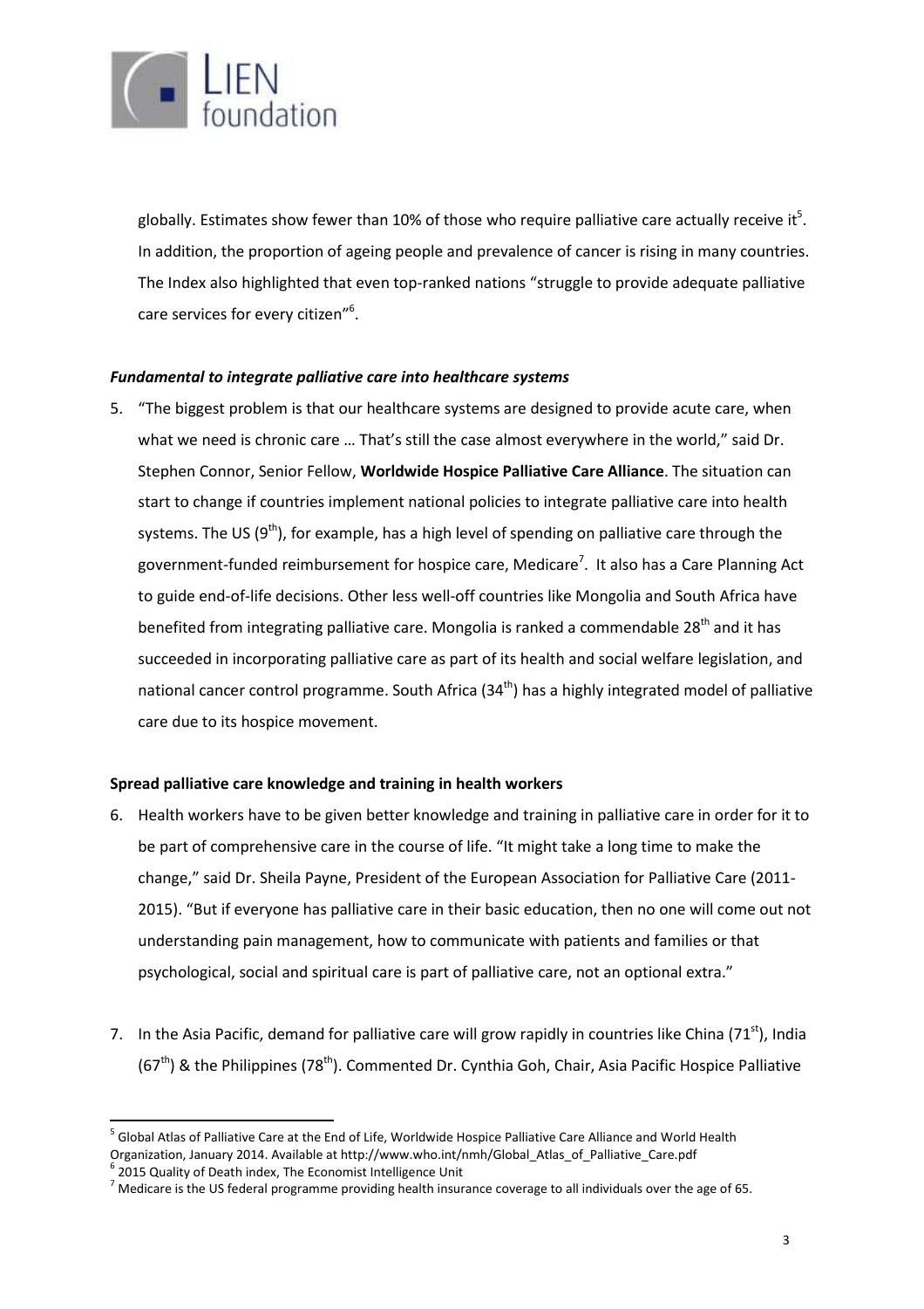globally. Estimates show fewer than 10% of those who require palliative care actually receive it[5]. In addition, the proportion of ageing people and prevalence of cancer is rising in many countries. The Index also highlighted that even top-ranked nations "struggle to provide adequate palliative care services for every citizen"[6].

***Fundamental to integrate palliative care into healthcare systems***

5. "The biggest problem is that our healthcare systems are designed to provide acute care, when what we need is chronic care … That's still the case almost everywhere in the world," said Dr. Stephen Connor, Senior Fellow, **Worldwide Hospice Palliative Care Alliance**. The situation can start to change if countries implement national policies to integrate palliative care into health systems. The US (9th), for example, has a high level of spending on palliative care through the government-funded reimbursement for hospice care, Medicare[7]. It also has a Care Planning Act to guide end-of-life decisions. Other less well-off countries like Mongolia and South Africa have benefited from integrating palliative care. Mongolia is ranked a commendable 28th and it has succeeded in incorporating palliative care as part of its health and social welfare legislation, and national cancer control programme. South Africa (34th) has a highly integrated model of palliative care due to its hospice movement.

**Spread palliative care knowledge and training in health workers**

6. Health workers have to be given better knowledge and training in palliative care in order for it to be part of comprehensive care in the course of life. "It might take a long time to make the change," said Dr. Sheila Payne, President of the European Association for Palliative Care (2011-2015). "But if everyone has palliative care in their basic education, then no one will come out not understanding pain management, how to communicate with patients and families or that psychological, social and spiritual care is part of palliative care, not an optional extra."

7. In the Asia Pacific, demand for palliative care will grow rapidly in countries like China (71st), India (67th) & the Philippines (78th). Commented Dr. Cynthia Goh, Chair, Asia Pacific Hospice Palliative

---

[5] Global Atlas of Palliative Care at the End of Life, Worldwide Hospice Palliative Care Alliance and World Health Organization, January 2014. Available at http://www.who.int/nmh/Global_Atlas_of_Palliative_Care.pdf

[6] 2015 Quality of Death index, The Economist Intelligence Unit

[7] Medicare is the US federal programme providing health insurance coverage to all individuals over the age of 65.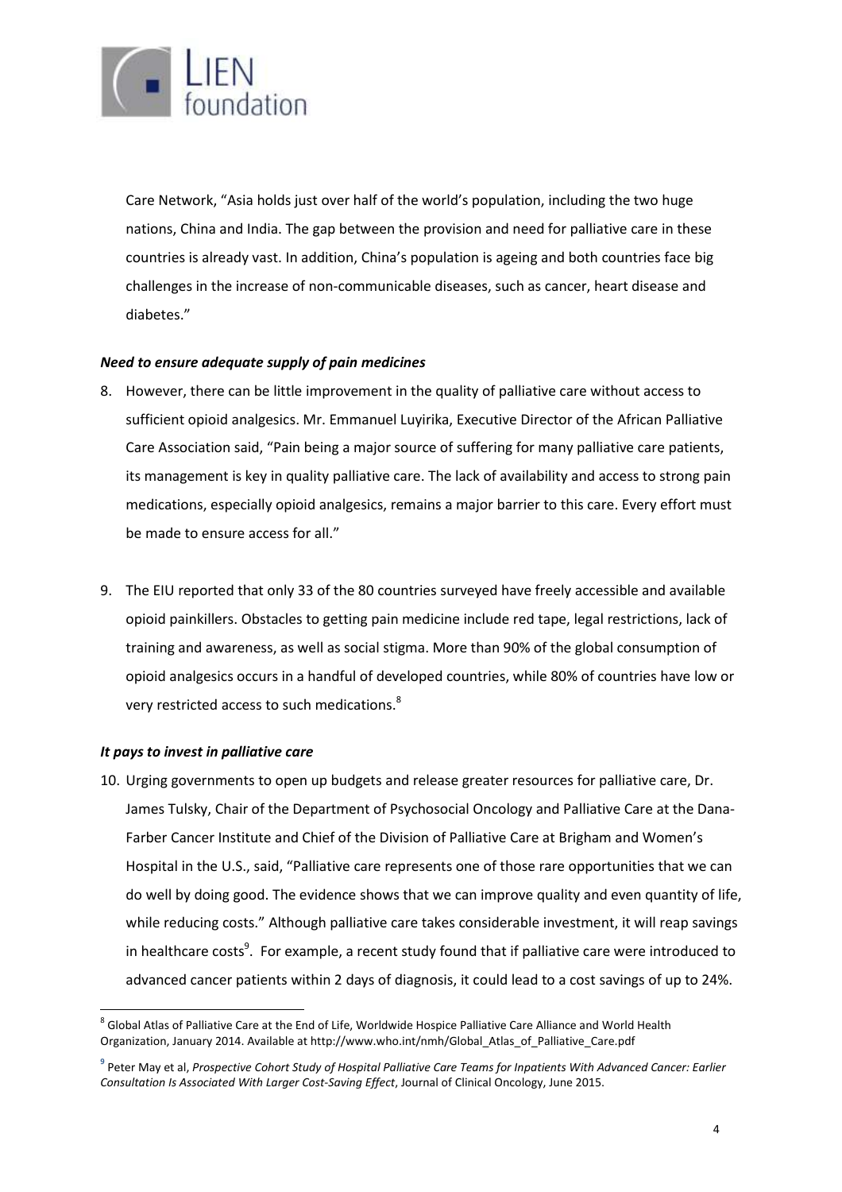Care Network, "Asia holds just over half of the world's population, including the two huge nations, China and India. The gap between the provision and need for palliative care in these countries is already vast. In addition, China's population is ageing and both countries face big challenges in the increase of non-communicable diseases, such as cancer, heart disease and diabetes."

***Need to ensure adequate supply of pain medicines***

8. However, there can be little improvement in the quality of palliative care without access to sufficient opioid analgesics. Mr. Emmanuel Luyirika, Executive Director of the African Palliative Care Association said, "Pain being a major source of suffering for many palliative care patients, its management is key in quality palliative care. The lack of availability and access to strong pain medications, especially opioid analgesics, remains a major barrier to this care. Every effort must be made to ensure access for all."

9. The EIU reported that only 33 of the 80 countries surveyed have freely accessible and available opioid painkillers. Obstacles to getting pain medicine include red tape, legal restrictions, lack of training and awareness, as well as social stigma. More than 90% of the global consumption of opioid analgesics occurs in a handful of developed countries, while 80% of countries have low or very restricted access to such medications.[8]

***It pays to invest in palliative care***

10. Urging governments to open up budgets and release greater resources for palliative care, Dr. James Tulsky, Chair of the Department of Psychosocial Oncology and Palliative Care at the Dana-Farber Cancer Institute and Chief of the Division of Palliative Care at Brigham and Women's Hospital in the U.S., said, "Palliative care represents one of those rare opportunities that we can do well by doing good. The evidence shows that we can improve quality and even quantity of life, while reducing costs." Although palliative care takes considerable investment, it will reap savings in healthcare costs[9]. For example, a recent study found that if palliative care were introduced to advanced cancer patients within 2 days of diagnosis, it could lead to a cost savings of up to 24%.

---

[8] Global Atlas of Palliative Care at the End of Life, Worldwide Hospice Palliative Care Alliance and World Health Organization, January 2014. Available at http://www.who.int/nmh/Global_Atlas_of_Palliative_Care.pdf

[9] Peter May et al, *Prospective Cohort Study of Hospital Palliative Care Teams for Inpatients With Advanced Cancer: Earlier Consultation Is Associated With Larger Cost-Saving Effect*, Journal of Clinical Oncology, June 2015.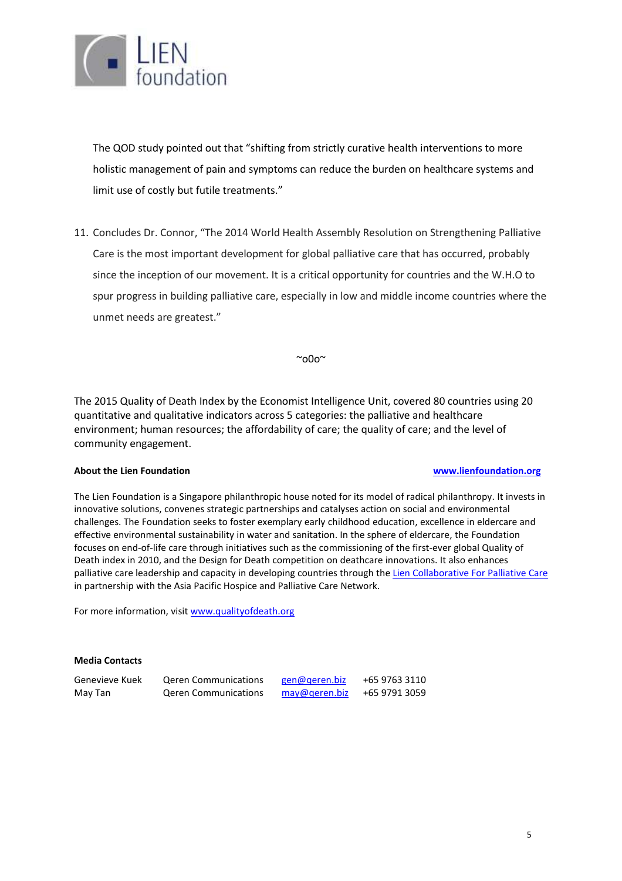The QOD study pointed out that "shifting from strictly curative health interventions to more holistic management of pain and symptoms can reduce the burden on healthcare systems and limit use of costly but futile treatments."

11. Concludes Dr. Connor, "The 2014 World Health Assembly Resolution on Strengthening Palliative Care is the most important development for global palliative care that has occurred, probably since the inception of our movement. It is a critical opportunity for countries and the W.H.O to spur progress in building palliative care, especially in low and middle income countries where the unmet needs are greatest."

~o0o~

The 2015 Quality of Death Index by the Economist Intelligence Unit, covered 80 countries using 20 quantitative and qualitative indicators across 5 categories: the palliative and healthcare environment; human resources; the affordability of care; the quality of care; and the level of community engagement.

**About the Lien Foundation** **www.lienfoundation.org**

The Lien Foundation is a Singapore philanthropic house noted for its model of radical philanthropy. It invests in innovative solutions, convenes strategic partnerships and catalyses action on social and environmental challenges. The Foundation seeks to foster exemplary early childhood education, excellence in eldercare and effective environmental sustainability in water and sanitation. In the sphere of eldercare, the Foundation focuses on end-of-life care through initiatives such as the commissioning of the first-ever global Quality of Death index in 2010, and the Design for Death competition on deathcare innovations. It also enhances palliative care leadership and capacity in developing countries through the Lien Collaborative For Palliative Care in partnership with the Asia Pacific Hospice and Palliative Care Network.

For more information, visit www.qualityofdeath.org

**Media Contacts**

| | | | |
|---|---|---|---|
| Genevieve Kuek | Qeren Communications | gen@qeren.biz | +65 9763 3110 |
| May Tan | Qeren Communications | may@qeren.biz | +65 9791 3059 |